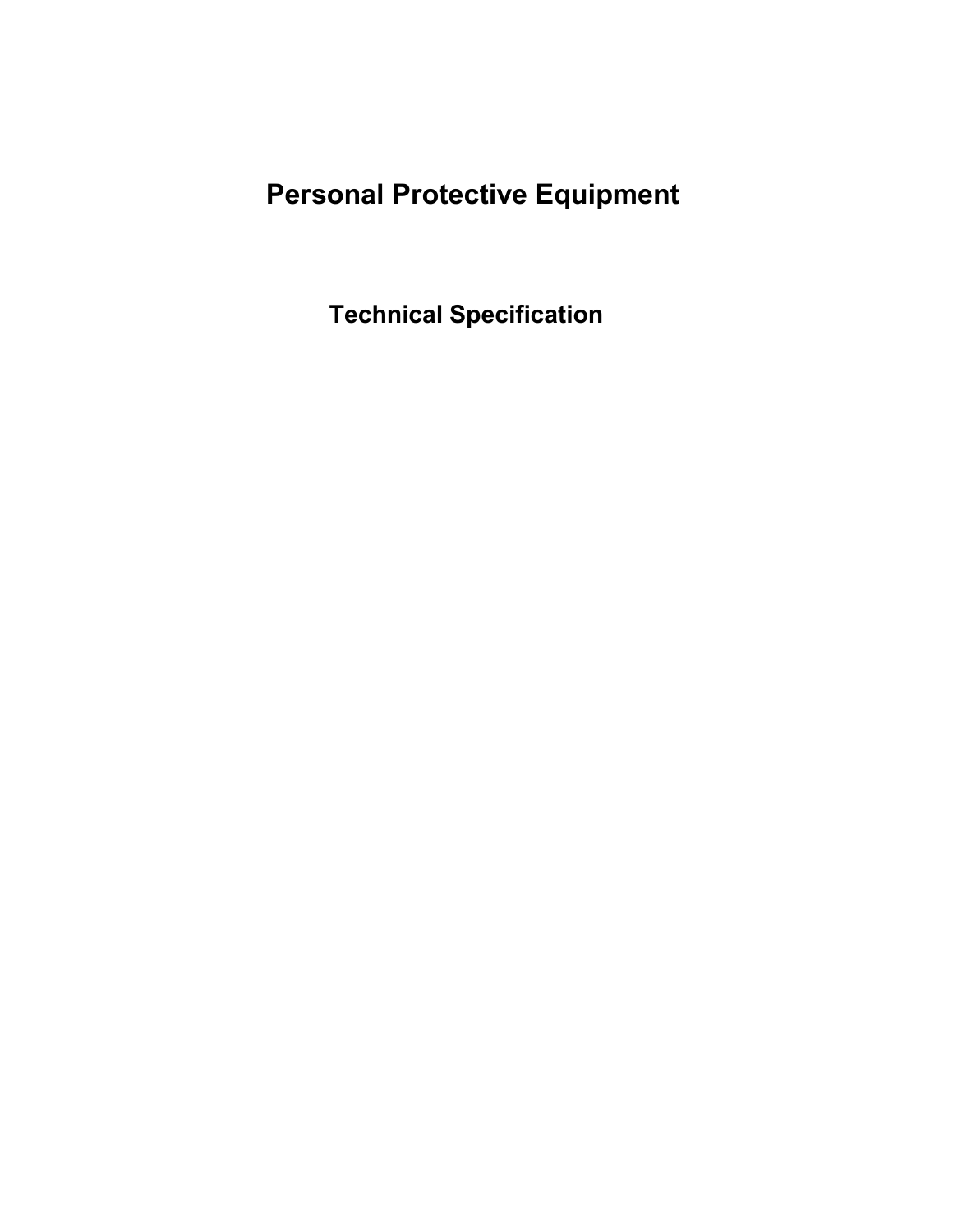# Personal Protective Equipment

## Technical Specification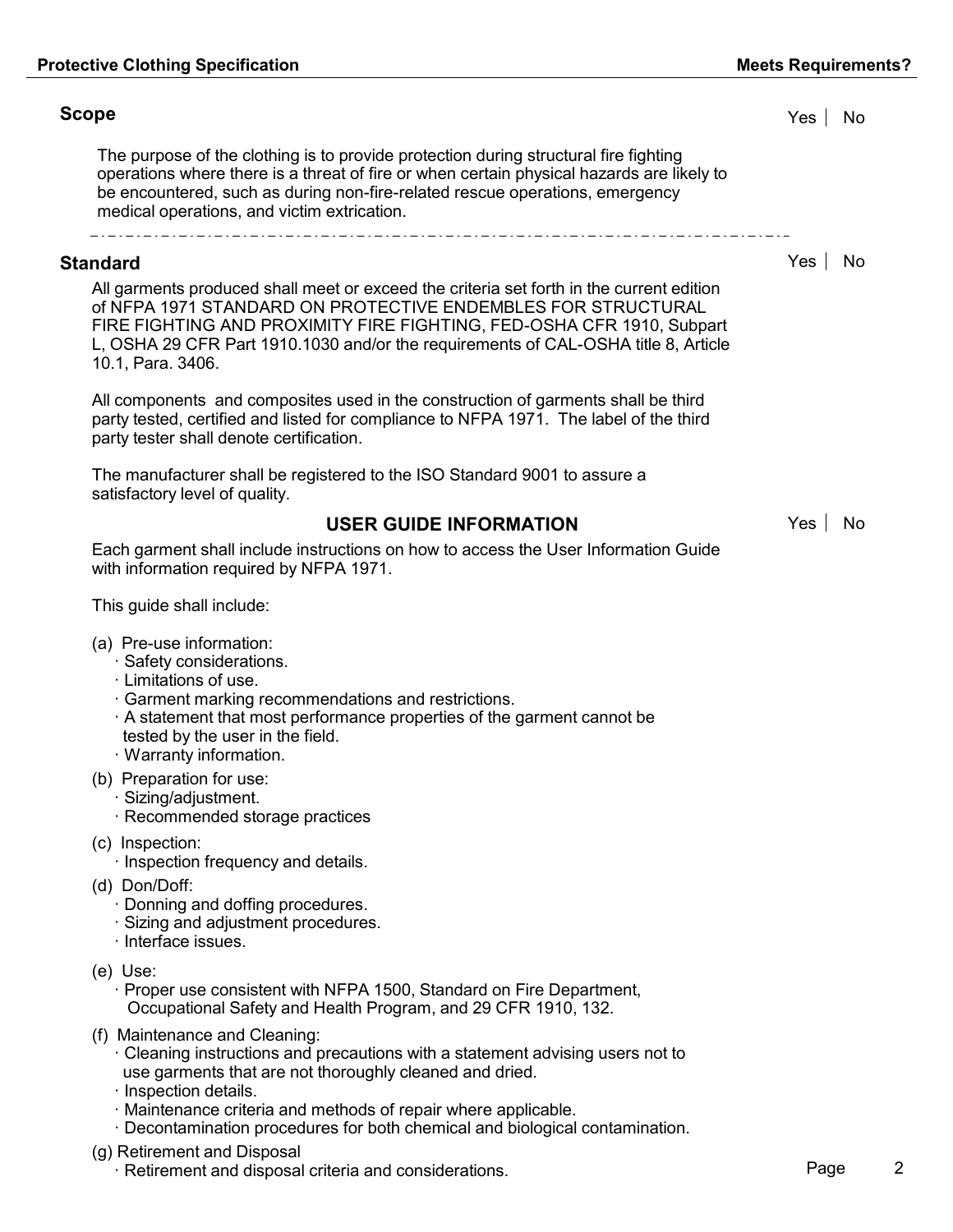**Protective Clothing Specification** | **Meets Requirements?**

## Scope

Yes | No

The purpose of the clothing is to provide protection during structural fire fighting operations where there is a threat of fire or when certain physical hazards are likely to be encountered, such as during non-fire-related rescue operations, emergency medical operations, and victim extrication.

## Standard

Yes | No

All garments produced shall meet or exceed the criteria set forth in the current edition of NFPA 1971 STANDARD ON PROTECTIVE ENDEMBLES FOR STRUCTURAL FIRE FIGHTING AND PROXIMITY FIRE FIGHTING, FED-OSHA CFR 1910, Subpart L, OSHA 29 CFR Part 1910.1030 and/or the requirements of CAL-OSHA title 8, Article 10.1, Para. 3406.

All components and composites used in the construction of garments shall be third party tested, certified and listed for compliance to NFPA 1971. The label of the third party tester shall denote certification.

The manufacturer shall be registered to the ISO Standard 9001 to assure a satisfactory level of quality.

## USER GUIDE INFORMATION

Yes | No

Each garment shall include instructions on how to access the User Information Guide with information required by NFPA 1971.

This guide shall include:

(a) Pre-use information:
- Safety considerations.
- Limitations of use.
- Garment marking recommendations and restrictions.
- A statement that most performance properties of the garment cannot be tested by the user in the field.
- Warranty information.

(b) Preparation for use:
- Sizing/adjustment.
- Recommended storage practices

(c) Inspection:
- Inspection frequency and details.

(d) Don/Doff:
- Donning and doffing procedures.
- Sizing and adjustment procedures.
- Interface issues.

(e) Use:
- Proper use consistent with NFPA 1500, Standard on Fire Department, Occupational Safety and Health Program, and 29 CFR 1910, 132.

(f) Maintenance and Cleaning:
- Cleaning instructions and precautions with a statement advising users not to use garments that are not thoroughly cleaned and dried.
- Inspection details.
- Maintenance criteria and methods of repair where applicable.
- Decontamination procedures for both chemical and biological contamination.

(g) Retirement and Disposal
- Retirement and disposal criteria and considerations.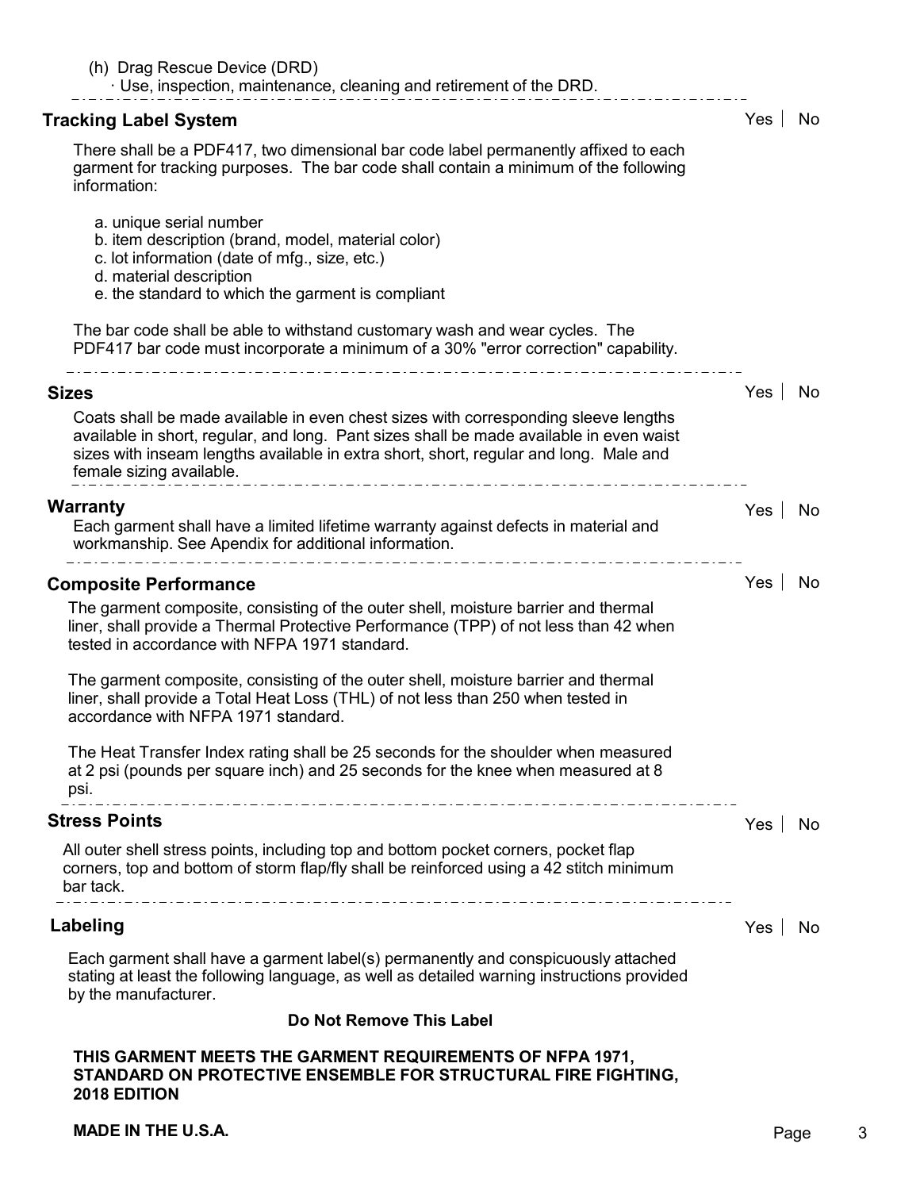(h) Drag Rescue Device (DRD)
- Use, inspection, maintenance, cleaning and retirement of the DRD.

---

### Tracking Label System

Yes | No

There shall be a PDF417, two dimensional bar code label permanently affixed to each garment for tracking purposes. The bar code shall contain a minimum of the following information:

a. unique serial number
b. item description (brand, model, material color)
c. lot information (date of mfg., size, etc.)
d. material description
e. the standard to which the garment is compliant

The bar code shall be able to withstand customary wash and wear cycles. The PDF417 bar code must incorporate a minimum of a 30% "error correction" capability.

---

### Sizes

Yes | No

Coats shall be made available in even chest sizes with corresponding sleeve lengths available in short, regular, and long. Pant sizes shall be made available in even waist sizes with inseam lengths available in extra short, short, regular and long. Male and female sizing available.

---

### Warranty

Yes | No

Each garment shall have a limited lifetime warranty against defects in material and workmanship. See Apendix for additional information.

---

### Composite Performance

Yes | No

The garment composite, consisting of the outer shell, moisture barrier and thermal liner, shall provide a Thermal Protective Performance (TPP) of not less than 42 when tested in accordance with NFPA 1971 standard.

The garment composite, consisting of the outer shell, moisture barrier and thermal liner, shall provide a Total Heat Loss (THL) of not less than 250 when tested in accordance with NFPA 1971 standard.

The Heat Transfer Index rating shall be 25 seconds for the shoulder when measured at 2 psi (pounds per square inch) and 25 seconds for the knee when measured at 8 psi.

---

### Stress Points

Yes | No

All outer shell stress points, including top and bottom pocket corners, pocket flap corners, top and bottom of storm flap/fly shall be reinforced using a 42 stitch minimum bar tack.

---

### Labeling

Yes | No

Each garment shall have a garment label(s) permanently and conspicuously attached stating at least the following language, as well as detailed warning instructions provided by the manufacturer.

**Do Not Remove This Label**

**THIS GARMENT MEETS THE GARMENT REQUIREMENTS OF NFPA 1971, STANDARD ON PROTECTIVE ENSEMBLE FOR STRUCTURAL FIRE FIGHTING, 2018 EDITION**

**MADE IN THE U.S.A.**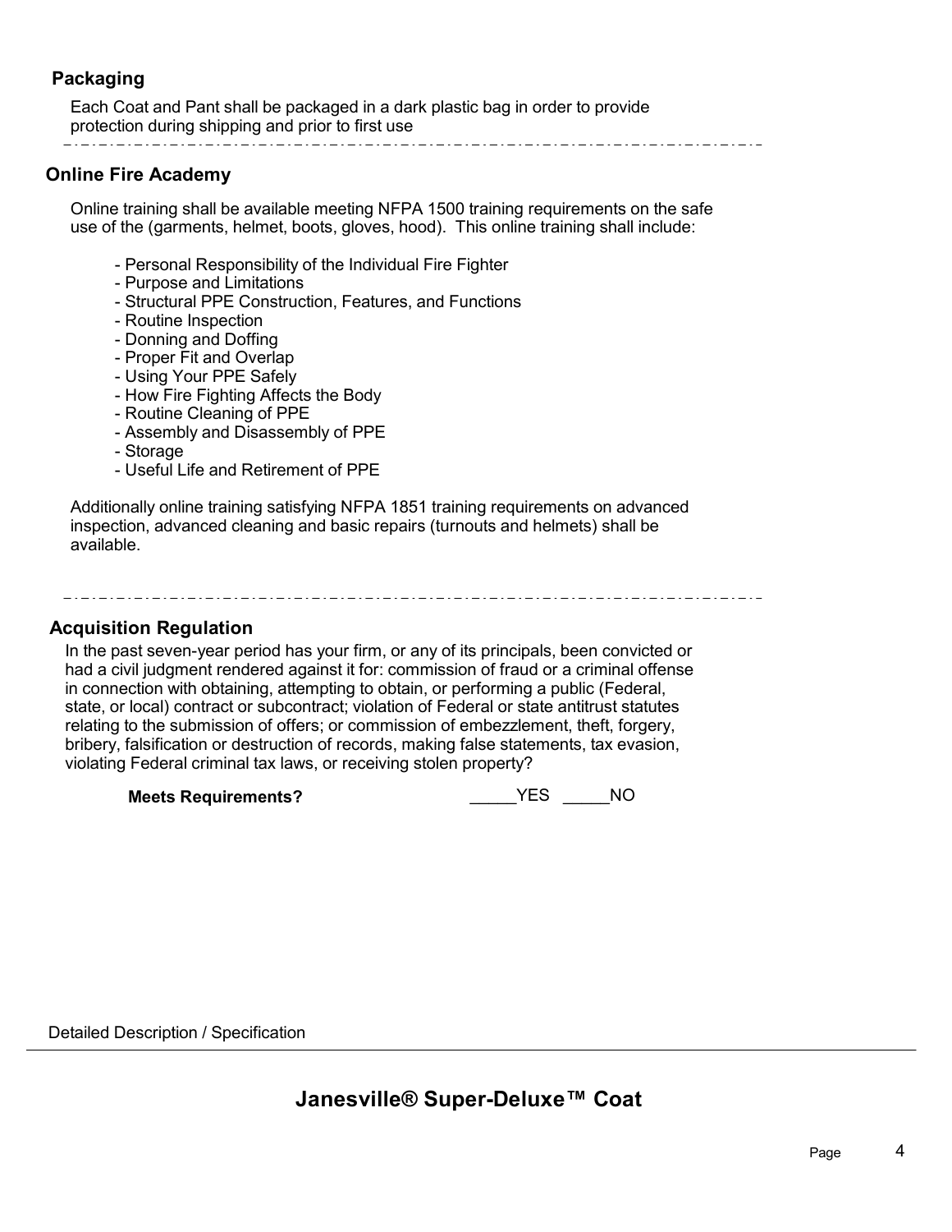## Packaging

Each Coat and Pant shall be packaged in a dark plastic bag in order to provide protection during shipping and prior to first use

---

## Online Fire Academy

Online training shall be available meeting NFPA 1500 training requirements on the safe use of the (garments, helmet, boots, gloves, hood). This online training shall include:

- Personal Responsibility of the Individual Fire Fighter
- Purpose and Limitations
- Structural PPE Construction, Features, and Functions
- Routine Inspection
- Donning and Doffing
- Proper Fit and Overlap
- Using Your PPE Safely
- How Fire Fighting Affects the Body
- Routine Cleaning of PPE
- Assembly and Disassembly of PPE
- Storage
- Useful Life and Retirement of PPE

Additionally online training satisfying NFPA 1851 training requirements on advanced inspection, advanced cleaning and basic repairs (turnouts and helmets) shall be available.

---

## Acquisition Regulation

In the past seven-year period has your firm, or any of its principals, been convicted or had a civil judgment rendered against it for: commission of fraud or a criminal offense in connection with obtaining, attempting to obtain, or performing a public (Federal, state, or local) contract or subcontract; violation of Federal or state antitrust statutes relating to the submission of offers; or commission of embezzlement, theft, forgery, bribery, falsification or destruction of records, making false statements, tax evasion, violating Federal criminal tax laws, or receiving stolen property?

**Meets Requirements?** _____YES _____NO

Detailed Description / Specification

## Janesville® Super-Deluxe™ Coat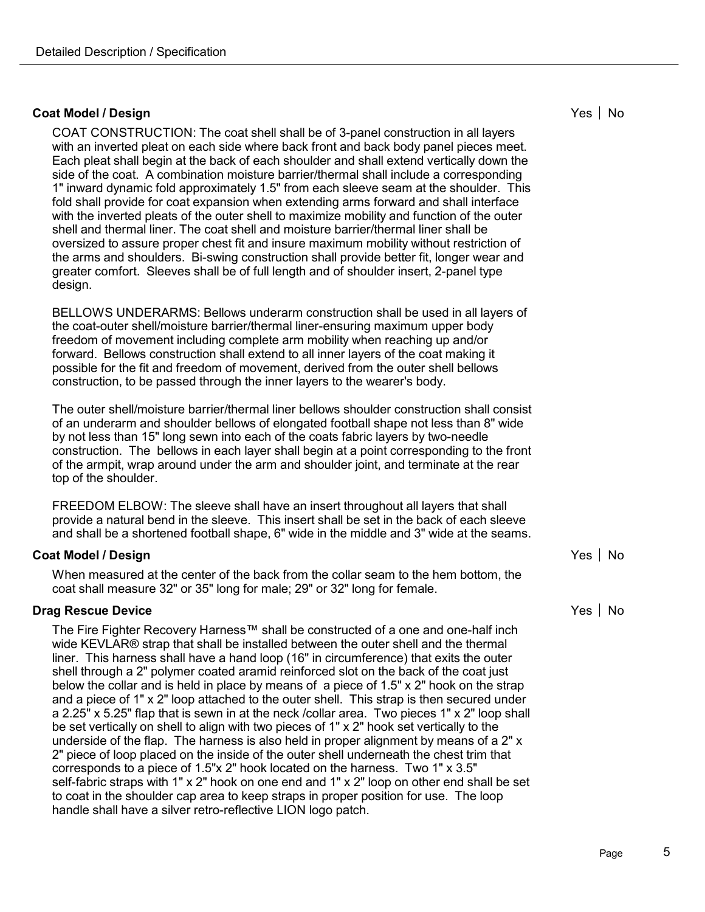Detailed Description / Specification

**Coat Model / Design** Yes | No

COAT CONSTRUCTION: The coat shell shall be of 3-panel construction in all layers with an inverted pleat on each side where back front and back body panel pieces meet. Each pleat shall begin at the back of each shoulder and shall extend vertically down the side of the coat. A combination moisture barrier/thermal shall include a corresponding 1" inward dynamic fold approximately 1.5" from each sleeve seam at the shoulder. This fold shall provide for coat expansion when extending arms forward and shall interface with the inverted pleats of the outer shell to maximize mobility and function of the outer shell and thermal liner. The coat shell and moisture barrier/thermal liner shall be oversized to assure proper chest fit and insure maximum mobility without restriction of the arms and shoulders. Bi-swing construction shall provide better fit, longer wear and greater comfort. Sleeves shall be of full length and of shoulder insert, 2-panel type design.

BELLOWS UNDERARMS: Bellows underarm construction shall be used in all layers of the coat-outer shell/moisture barrier/thermal liner-ensuring maximum upper body freedom of movement including complete arm mobility when reaching up and/or forward. Bellows construction shall extend to all inner layers of the coat making it possible for the fit and freedom of movement, derived from the outer shell bellows construction, to be passed through the inner layers to the wearer's body.

The outer shell/moisture barrier/thermal liner bellows shoulder construction shall consist of an underarm and shoulder bellows of elongated football shape not less than 8" wide by not less than 15" long sewn into each of the coats fabric layers by two-needle construction. The bellows in each layer shall begin at a point corresponding to the front of the armpit, wrap around under the arm and shoulder joint, and terminate at the rear top of the shoulder.

FREEDOM ELBOW: The sleeve shall have an insert throughout all layers that shall provide a natural bend in the sleeve. This insert shall be set in the back of each sleeve and shall be a shortened football shape, 6" wide in the middle and 3" wide at the seams.

**Coat Model / Design** Yes | No

When measured at the center of the back from the collar seam to the hem bottom, the coat shall measure 32" or 35" long for male; 29" or 32" long for female.

**Drag Rescue Device** Yes | No

The Fire Fighter Recovery Harness™ shall be constructed of a one and one-half inch wide KEVLAR® strap that shall be installed between the outer shell and the thermal liner. This harness shall have a hand loop (16" in circumference) that exits the outer shell through a 2" polymer coated aramid reinforced slot on the back of the coat just below the collar and is held in place by means of a piece of 1.5" x 2" hook on the strap and a piece of 1" x 2" loop attached to the outer shell. This strap is then secured under a 2.25" x 5.25" flap that is sewn in at the neck /collar area. Two pieces 1" x 2" loop shall be set vertically on shell to align with two pieces of 1" x 2" hook set vertically to the underside of the flap. The harness is also held in proper alignment by means of a 2" x 2" piece of loop placed on the inside of the outer shell underneath the chest trim that corresponds to a piece of 1.5"x 2" hook located on the harness. Two 1" x 3.5" self-fabric straps with 1" x 2" hook on one end and 1" x 2" loop on other end shall be set to coat in the shoulder cap area to keep straps in proper position for use. The loop handle shall have a silver retro-reflective LION logo patch.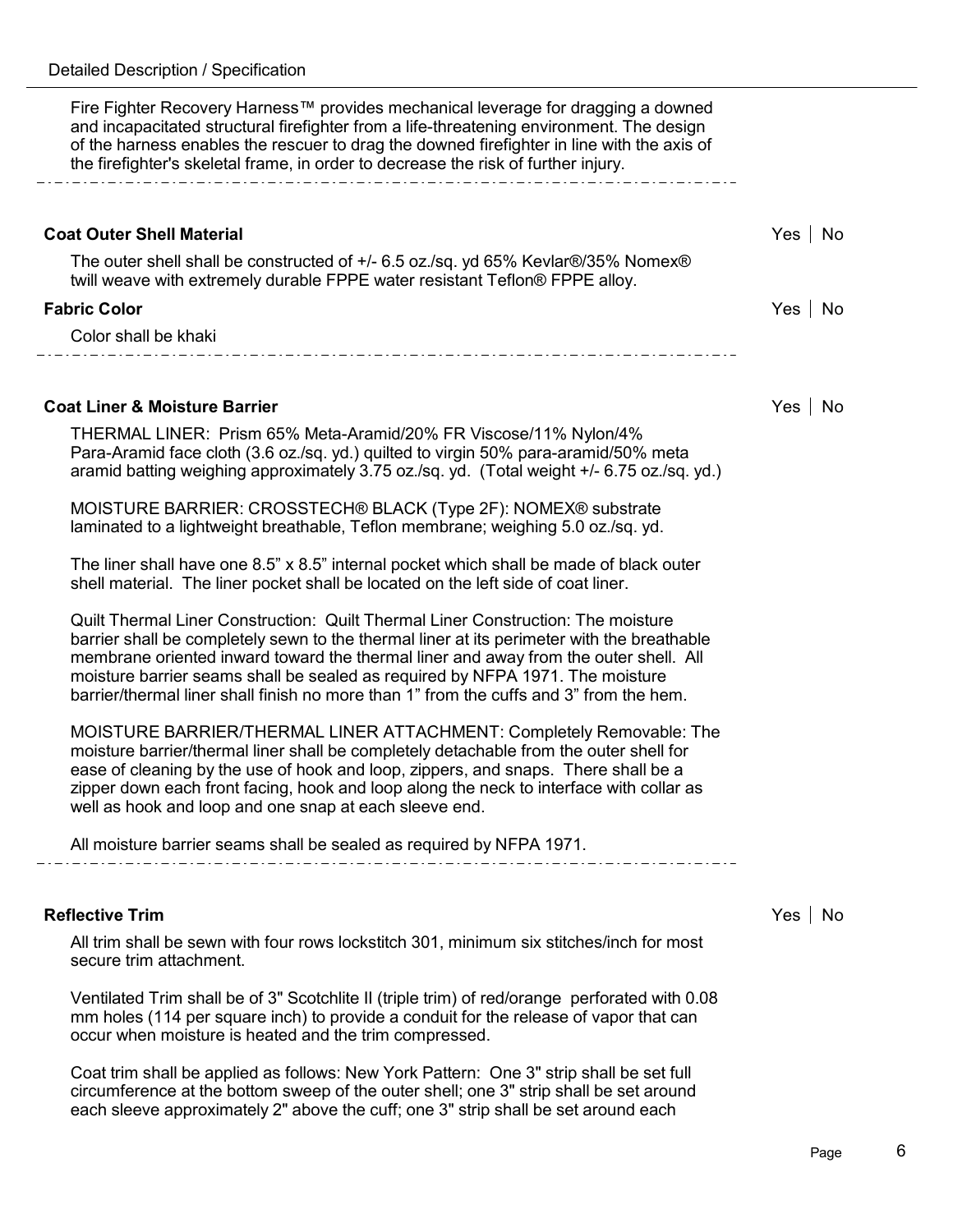Detailed Description / Specification

Fire Fighter Recovery Harness™ provides mechanical leverage for dragging a downed and incapacitated structural firefighter from a life-threatening environment. The design of the harness enables the rescuer to drag the downed firefighter in line with the axis of the firefighter's skeletal frame, in order to decrease the risk of further injury.

---

**Coat Outer Shell Material** Yes | No

The outer shell shall be constructed of +/- 6.5 oz./sq. yd 65% Kevlar®/35% Nomex® twill weave with extremely durable FPPE water resistant Teflon® FPPE alloy.

**Fabric Color** Yes | No

Color shall be khaki

---

**Coat Liner & Moisture Barrier** Yes | No

THERMAL LINER: Prism 65% Meta-Aramid/20% FR Viscose/11% Nylon/4% Para-Aramid face cloth (3.6 oz./sq. yd.) quilted to virgin 50% para-aramid/50% meta aramid batting weighing approximately 3.75 oz./sq. yd. (Total weight +/- 6.75 oz./sq. yd.)

MOISTURE BARRIER: CROSSTECH® BLACK (Type 2F): NOMEX® substrate laminated to a lightweight breathable, Teflon membrane; weighing 5.0 oz./sq. yd.

The liner shall have one 8.5" x 8.5" internal pocket which shall be made of black outer shell material. The liner pocket shall be located on the left side of coat liner.

Quilt Thermal Liner Construction: Quilt Thermal Liner Construction: The moisture barrier shall be completely sewn to the thermal liner at its perimeter with the breathable membrane oriented inward toward the thermal liner and away from the outer shell. All moisture barrier seams shall be sealed as required by NFPA 1971. The moisture barrier/thermal liner shall finish no more than 1" from the cuffs and 3" from the hem.

MOISTURE BARRIER/THERMAL LINER ATTACHMENT: Completely Removable: The moisture barrier/thermal liner shall be completely detachable from the outer shell for ease of cleaning by the use of hook and loop, zippers, and snaps. There shall be a zipper down each front facing, hook and loop along the neck to interface with collar as well as hook and loop and one snap at each sleeve end.

All moisture barrier seams shall be sealed as required by NFPA 1971.

---

**Reflective Trim** Yes | No

All trim shall be sewn with four rows lockstitch 301, minimum six stitches/inch for most secure trim attachment.

Ventilated Trim shall be of 3" Scotchlite II (triple trim) of red/orange perforated with 0.08 mm holes (114 per square inch) to provide a conduit for the release of vapor that can occur when moisture is heated and the trim compressed.

Coat trim shall be applied as follows: New York Pattern: One 3" strip shall be set full circumference at the bottom sweep of the outer shell; one 3" strip shall be set around each sleeve approximately 2" above the cuff; one 3" strip shall be set around each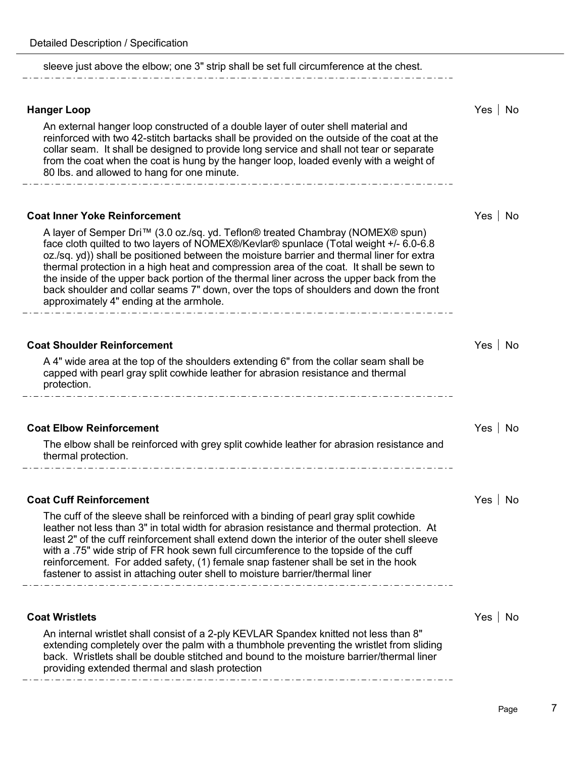sleeve just above the elbow; one 3" strip shall be set full circumference at the chest.

---

**Hanger Loop** Yes | No

An external hanger loop constructed of a double layer of outer shell material and reinforced with two 42-stitch bartacks shall be provided on the outside of the coat at the collar seam. It shall be designed to provide long service and shall not tear or separate from the coat when the coat is hung by the hanger loop, loaded evenly with a weight of 80 lbs. and allowed to hang for one minute.

---

**Coat Inner Yoke Reinforcement** Yes | No

A layer of Semper Dri™ (3.0 oz./sq. yd. Teflon® treated Chambray (NOMEX® spun) face cloth quilted to two layers of NOMEX®/Kevlar® spunlace (Total weight +/- 6.0-6.8 oz./sq. yd)) shall be positioned between the moisture barrier and thermal liner for extra thermal protection in a high heat and compression area of the coat. It shall be sewn to the inside of the upper back portion of the thermal liner across the upper back from the back shoulder and collar seams 7" down, over the tops of shoulders and down the front approximately 4" ending at the armhole.

---

**Coat Shoulder Reinforcement** Yes | No

A 4" wide area at the top of the shoulders extending 6" from the collar seam shall be capped with pearl gray split cowhide leather for abrasion resistance and thermal protection.

---

**Coat Elbow Reinforcement** Yes | No

The elbow shall be reinforced with grey split cowhide leather for abrasion resistance and thermal protection.

---

**Coat Cuff Reinforcement** Yes | No

The cuff of the sleeve shall be reinforced with a binding of pearl gray split cowhide leather not less than 3" in total width for abrasion resistance and thermal protection. At least 2" of the cuff reinforcement shall extend down the interior of the outer shell sleeve with a .75" wide strip of FR hook sewn full circumference to the topside of the cuff reinforcement. For added safety, (1) female snap fastener shall be set in the hook fastener to assist in attaching outer shell to moisture barrier/thermal liner

---

**Coat Wristlets** Yes | No

An internal wristlet shall consist of a 2-ply KEVLAR Spandex knitted not less than 8" extending completely over the palm with a thumbhole preventing the wristlet from sliding back. Wristlets shall be double stitched and bound to the moisture barrier/thermal liner providing extended thermal and slash protection

---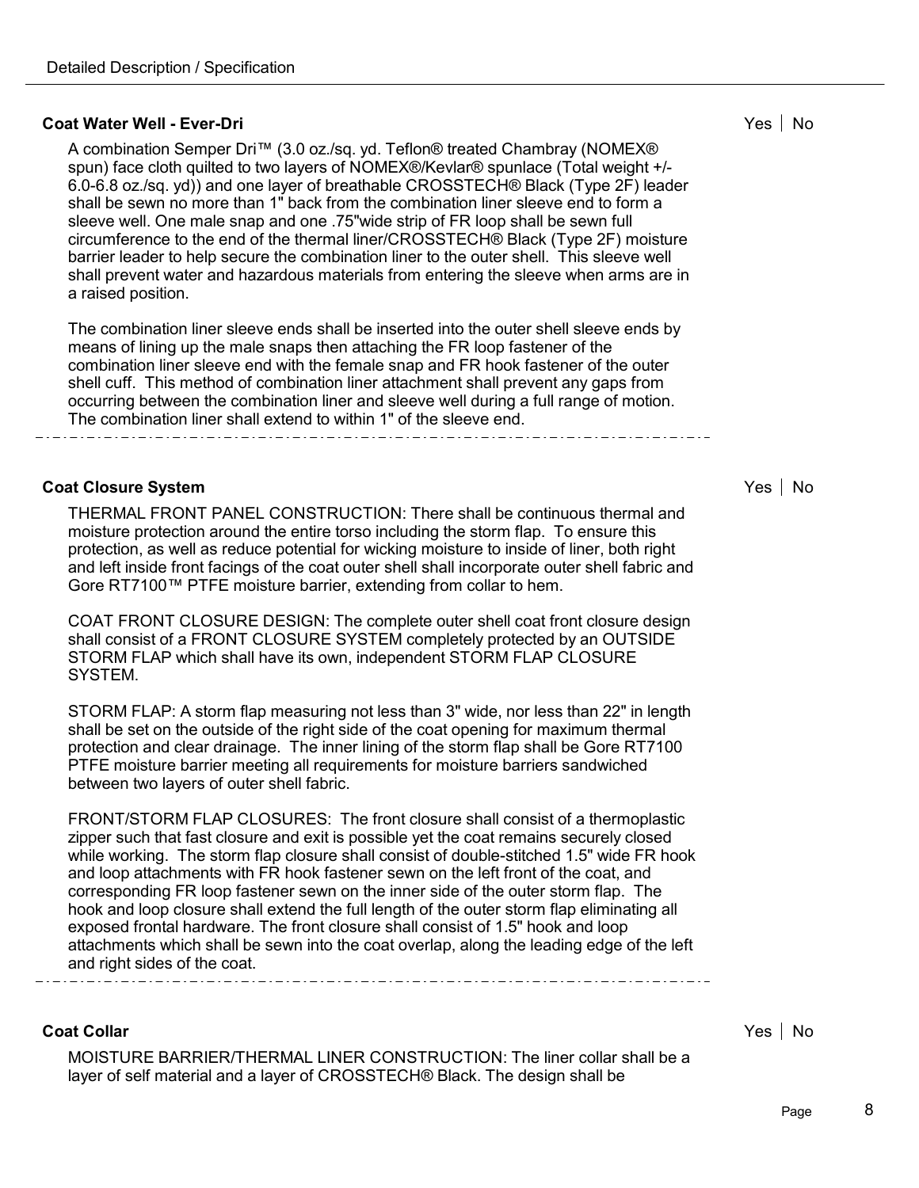### Coat Water Well - Ever-Dri

Yes | No

A combination Semper Dri™ (3.0 oz./sq. yd. Teflon® treated Chambray (NOMEX® spun) face cloth quilted to two layers of NOMEX®/Kevlar® spunlace (Total weight +/- 6.0-6.8 oz./sq. yd)) and one layer of breathable CROSSTECH® Black (Type 2F) leader shall be sewn no more than 1" back from the combination liner sleeve end to form a sleeve well. One male snap and one .75"wide strip of FR loop shall be sewn full circumference to the end of the thermal liner/CROSSTECH® Black (Type 2F) moisture barrier leader to help secure the combination liner to the outer shell. This sleeve well shall prevent water and hazardous materials from entering the sleeve when arms are in a raised position.

The combination liner sleeve ends shall be inserted into the outer shell sleeve ends by means of lining up the male snaps then attaching the FR loop fastener of the combination liner sleeve end with the female snap and FR hook fastener of the outer shell cuff. This method of combination liner attachment shall prevent any gaps from occurring between the combination liner and sleeve well during a full range of motion. The combination liner shall extend to within 1" of the sleeve end.

---

### Coat Closure System

Yes | No

THERMAL FRONT PANEL CONSTRUCTION: There shall be continuous thermal and moisture protection around the entire torso including the storm flap. To ensure this protection, as well as reduce potential for wicking moisture to inside of liner, both right and left inside front facings of the coat outer shell shall incorporate outer shell fabric and Gore RT7100™ PTFE moisture barrier, extending from collar to hem.

COAT FRONT CLOSURE DESIGN: The complete outer shell coat front closure design shall consist of a FRONT CLOSURE SYSTEM completely protected by an OUTSIDE STORM FLAP which shall have its own, independent STORM FLAP CLOSURE SYSTEM.

STORM FLAP: A storm flap measuring not less than 3" wide, nor less than 22" in length shall be set on the outside of the right side of the coat opening for maximum thermal protection and clear drainage. The inner lining of the storm flap shall be Gore RT7100 PTFE moisture barrier meeting all requirements for moisture barriers sandwiched between two layers of outer shell fabric.

FRONT/STORM FLAP CLOSURES: The front closure shall consist of a thermoplastic zipper such that fast closure and exit is possible yet the coat remains securely closed while working. The storm flap closure shall consist of double-stitched 1.5" wide FR hook and loop attachments with FR hook fastener sewn on the left front of the coat, and corresponding FR loop fastener sewn on the inner side of the outer storm flap. The hook and loop closure shall extend the full length of the outer storm flap eliminating all exposed frontal hardware. The front closure shall consist of 1.5" hook and loop attachments which shall be sewn into the coat overlap, along the leading edge of the left and right sides of the coat.

---

### Coat Collar

Yes | No

MOISTURE BARRIER/THERMAL LINER CONSTRUCTION: The liner collar shall be a layer of self material and a layer of CROSSTECH® Black. The design shall be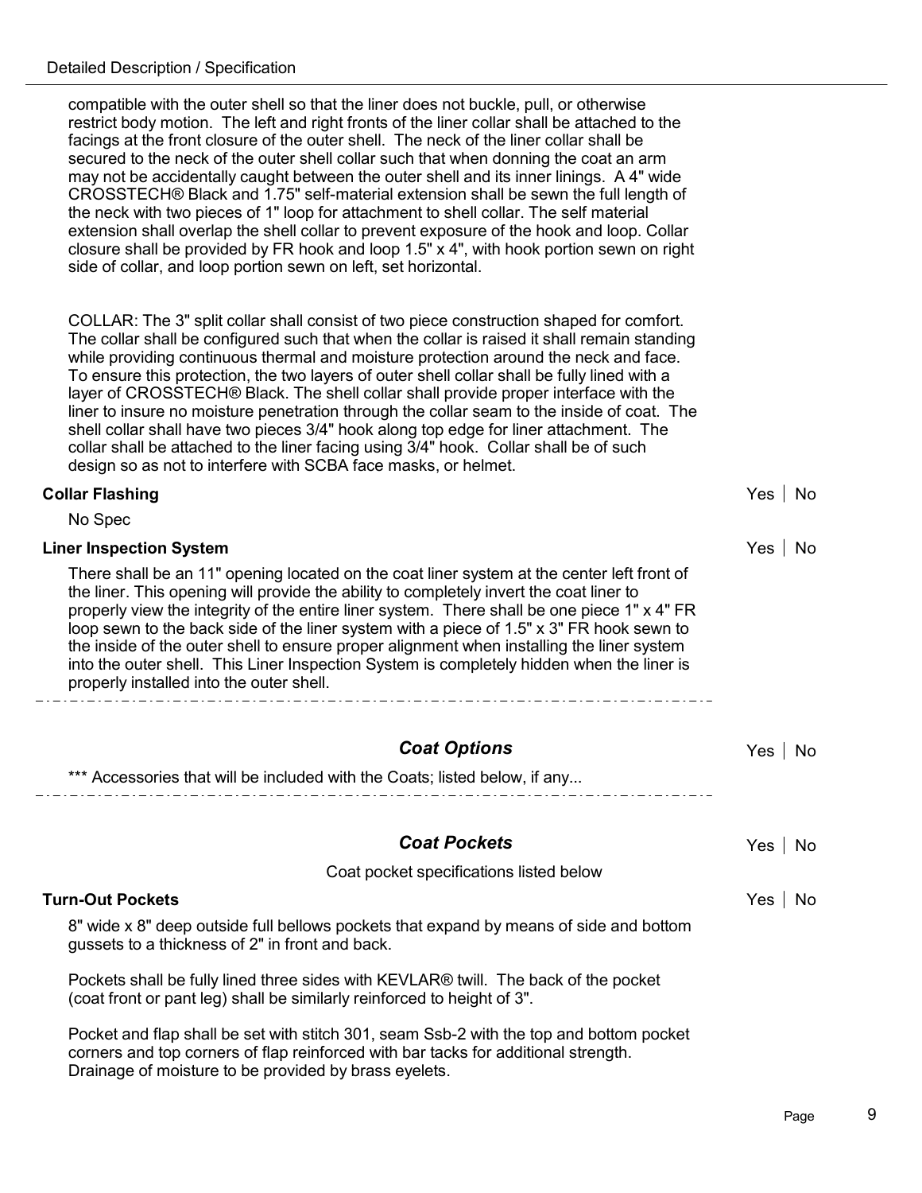compatible with the outer shell so that the liner does not buckle, pull, or otherwise restrict body motion. The left and right fronts of the liner collar shall be attached to the facings at the front closure of the outer shell. The neck of the liner collar shall be secured to the neck of the outer shell collar such that when donning the coat an arm may not be accidentally caught between the outer shell and its inner linings. A 4" wide CROSSTECH® Black and 1.75" self-material extension shall be sewn the full length of the neck with two pieces of 1" loop for attachment to shell collar. The self material extension shall overlap the shell collar to prevent exposure of the hook and loop. Collar closure shall be provided by FR hook and loop 1.5" x 4", with hook portion sewn on right side of collar, and loop portion sewn on left, set horizontal.

COLLAR: The 3" split collar shall consist of two piece construction shaped for comfort. The collar shall be configured such that when the collar is raised it shall remain standing while providing continuous thermal and moisture protection around the neck and face. To ensure this protection, the two layers of outer shell collar shall be fully lined with a layer of CROSSTECH® Black. The shell collar shall provide proper interface with the liner to insure no moisture penetration through the collar seam to the inside of coat. The shell collar shall have two pieces 3/4" hook along top edge for liner attachment. The collar shall be attached to the liner facing using 3/4" hook. Collar shall be of such design so as not to interfere with SCBA face masks, or helmet.

**Collar Flashing** — Yes | No

No Spec

**Liner Inspection System** — Yes | No

There shall be an 11" opening located on the coat liner system at the center left front of the liner. This opening will provide the ability to completely invert the coat liner to properly view the integrity of the entire liner system. There shall be one piece 1" x 4" FR loop sewn to the back side of the liner system with a piece of 1.5" x 3" FR hook sewn to the inside of the outer shell to ensure proper alignment when installing the liner system into the outer shell. This Liner Inspection System is completely hidden when the liner is properly installed into the outer shell.

## *Coat Options* — Yes | No

*** Accessories that will be included with the Coats; listed below, if any...

## *Coat Pockets* — Yes | No

Coat pocket specifications listed below

**Turn-Out Pockets** — Yes | No

8" wide x 8" deep outside full bellows pockets that expand by means of side and bottom gussets to a thickness of 2" in front and back.

Pockets shall be fully lined three sides with KEVLAR® twill. The back of the pocket (coat front or pant leg) shall be similarly reinforced to height of 3".

Pocket and flap shall be set with stitch 301, seam Ssb-2 with the top and bottom pocket corners and top corners of flap reinforced with bar tacks for additional strength. Drainage of moisture to be provided by brass eyelets.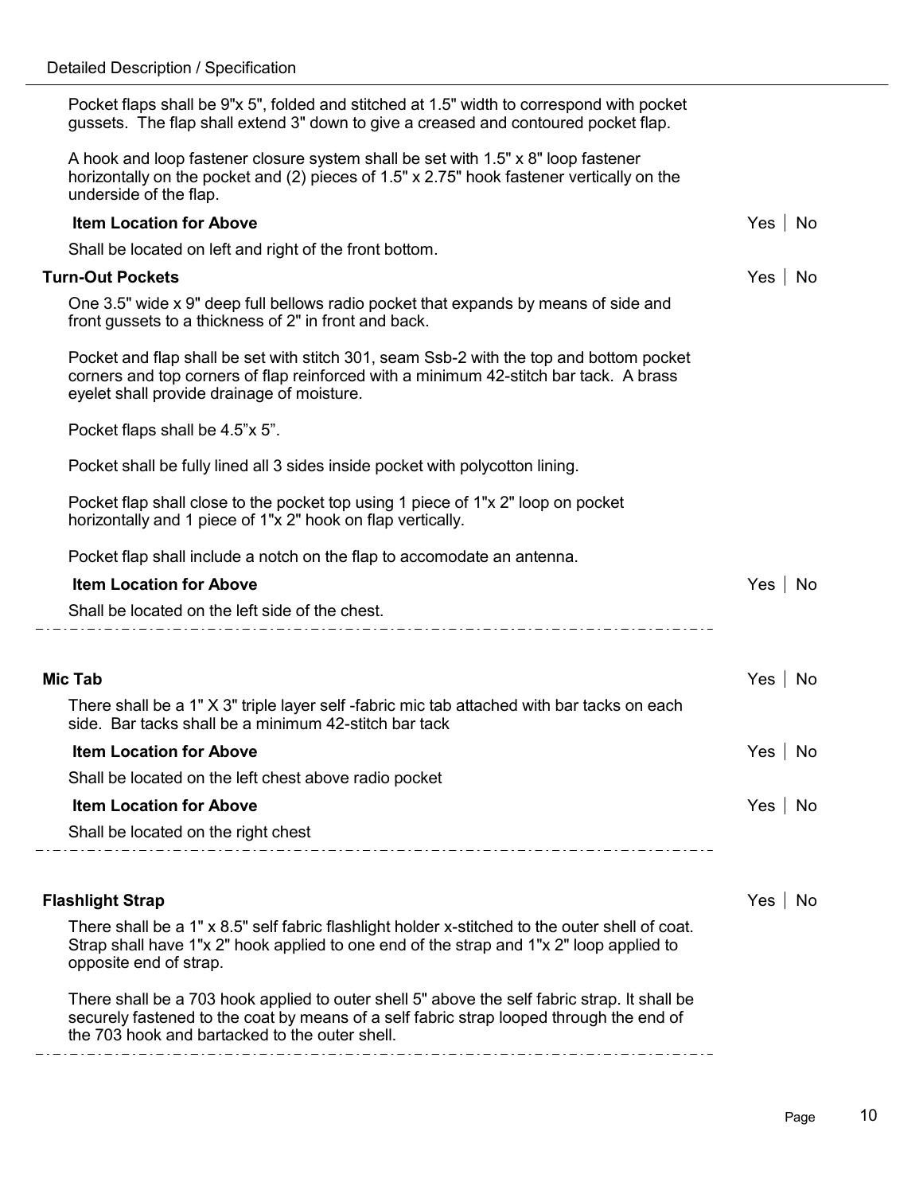Pocket flaps shall be 9"x 5", folded and stitched at 1.5" width to correspond with pocket gussets. The flap shall extend 3" down to give a creased and contoured pocket flap.

A hook and loop fastener closure system shall be set with 1.5" x 8" loop fastener horizontally on the pocket and (2) pieces of 1.5" x 2.75" hook fastener vertically on the underside of the flap.

**Item Location for Above** — Yes | No

Shall be located on left and right of the front bottom.

**Turn-Out Pockets** — Yes | No

One 3.5" wide x 9" deep full bellows radio pocket that expands by means of side and front gussets to a thickness of 2" in front and back.

Pocket and flap shall be set with stitch 301, seam Ssb-2 with the top and bottom pocket corners and top corners of flap reinforced with a minimum 42-stitch bar tack. A brass eyelet shall provide drainage of moisture.

Pocket flaps shall be 4.5"x 5".

Pocket shall be fully lined all 3 sides inside pocket with polycotton lining.

Pocket flap shall close to the pocket top using 1 piece of 1"x 2" loop on pocket horizontally and 1 piece of 1"x 2" hook on flap vertically.

Pocket flap shall include a notch on the flap to accomodate an antenna.

**Item Location for Above** — Yes | No

Shall be located on the left side of the chest.

---

**Mic Tab** — Yes | No

There shall be a 1" X 3" triple layer self -fabric mic tab attached with bar tacks on each side. Bar tacks shall be a minimum 42-stitch bar tack

**Item Location for Above** — Yes | No

Shall be located on the left chest above radio pocket

**Item Location for Above** — Yes | No

Shall be located on the right chest

---

**Flashlight Strap** — Yes | No

There shall be a 1" x 8.5" self fabric flashlight holder x-stitched to the outer shell of coat. Strap shall have 1"x 2" hook applied to one end of the strap and 1"x 2" loop applied to opposite end of strap.

There shall be a 703 hook applied to outer shell 5" above the self fabric strap. It shall be securely fastened to the coat by means of a self fabric strap looped through the end of the 703 hook and bartacked to the outer shell.

---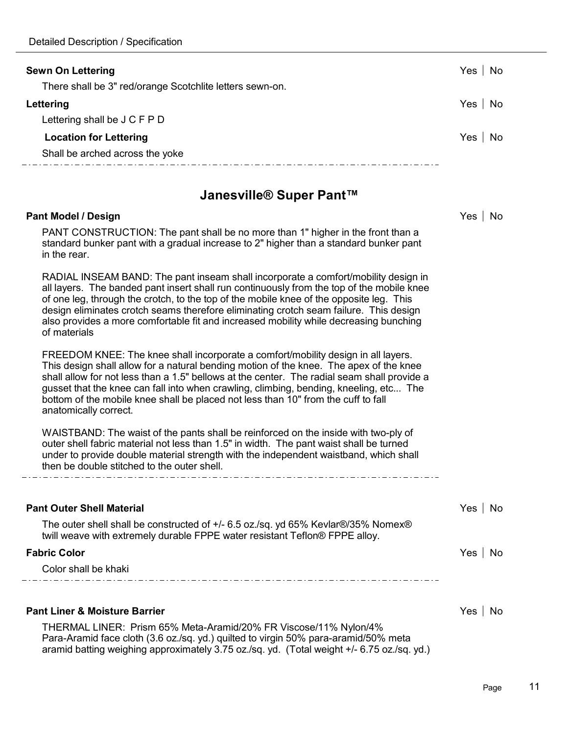**Sewn On Lettering** Yes | No

There shall be 3" red/orange Scotchlite letters sewn-on.

**Lettering** Yes | No

Lettering shall be J C F P D

**Location for Lettering** Yes | No

Shall be arched across the yoke

---

## Janesville® Super Pant™

**Pant Model / Design** Yes | No

PANT CONSTRUCTION: The pant shall be no more than 1" higher in the front than a standard bunker pant with a gradual increase to 2" higher than a standard bunker pant in the rear.

RADIAL INSEAM BAND: The pant inseam shall incorporate a comfort/mobility design in all layers. The banded pant insert shall run continuously from the top of the mobile knee of one leg, through the crotch, to the top of the mobile knee of the opposite leg. This design eliminates crotch seams therefore eliminating crotch seam failure. This design also provides a more comfortable fit and increased mobility while decreasing bunching of materials

FREEDOM KNEE: The knee shall incorporate a comfort/mobility design in all layers. This design shall allow for a natural bending motion of the knee. The apex of the knee shall allow for not less than a 1.5" bellows at the center. The radial seam shall provide a gusset that the knee can fall into when crawling, climbing, bending, kneeling, etc... The bottom of the mobile knee shall be placed not less than 10" from the cuff to fall anatomically correct.

WAISTBAND: The waist of the pants shall be reinforced on the inside with two-ply of outer shell fabric material not less than 1.5" in width. The pant waist shall be turned under to provide double material strength with the independent waistband, which shall then be double stitched to the outer shell.

---

**Pant Outer Shell Material** Yes | No

The outer shell shall be constructed of +/- 6.5 oz./sq. yd 65% Kevlar®/35% Nomex® twill weave with extremely durable FPPE water resistant Teflon® FPPE alloy.

**Fabric Color** Yes | No

Color shall be khaki

---

**Pant Liner & Moisture Barrier** Yes | No

THERMAL LINER: Prism 65% Meta-Aramid/20% FR Viscose/11% Nylon/4% Para-Aramid face cloth (3.6 oz./sq. yd.) quilted to virgin 50% para-aramid/50% meta aramid batting weighing approximately 3.75 oz./sq. yd. (Total weight +/- 6.75 oz./sq. yd.)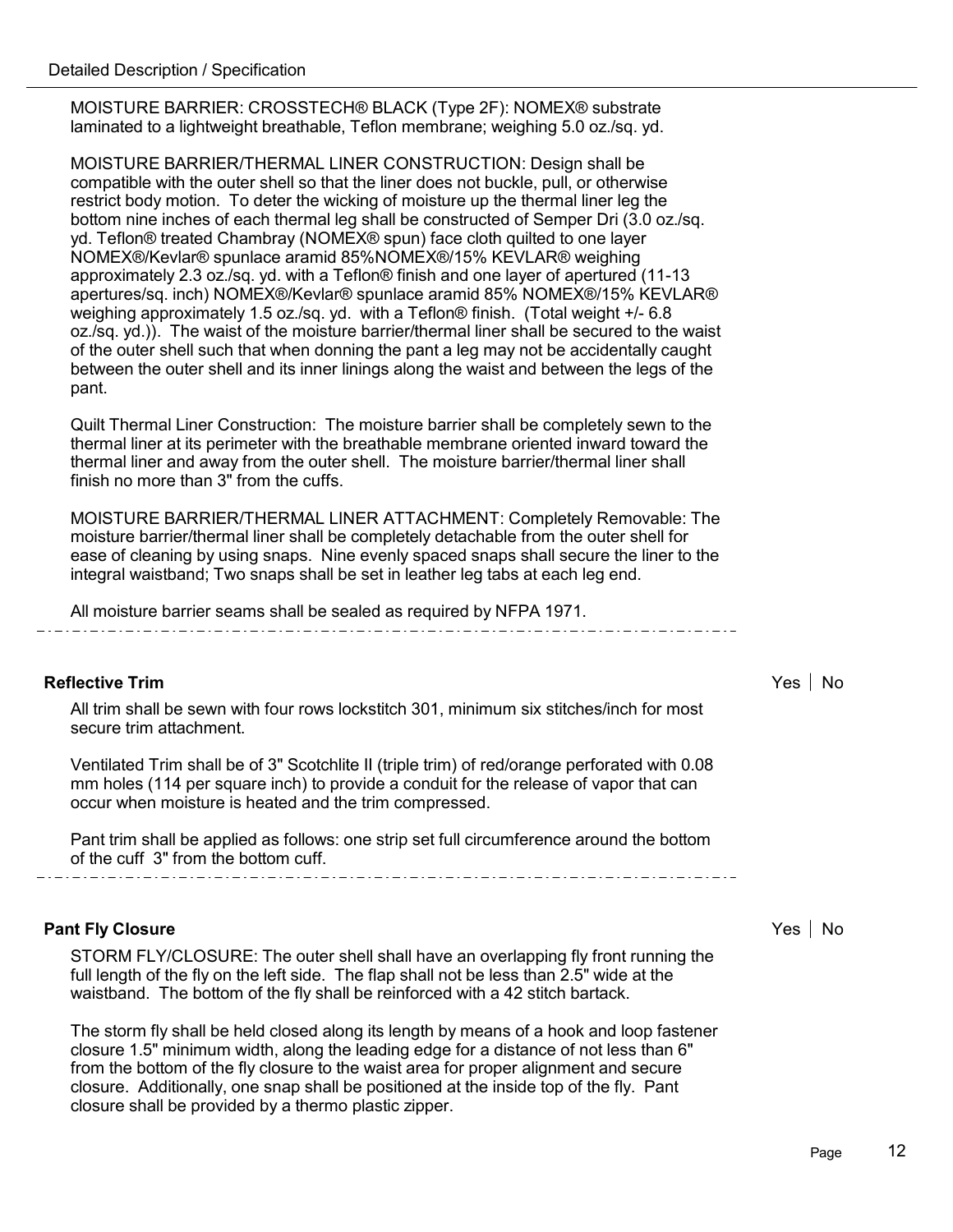MOISTURE BARRIER: CROSSTECH® BLACK (Type 2F): NOMEX® substrate laminated to a lightweight breathable, Teflon membrane; weighing 5.0 oz./sq. yd.

MOISTURE BARRIER/THERMAL LINER CONSTRUCTION: Design shall be compatible with the outer shell so that the liner does not buckle, pull, or otherwise restrict body motion. To deter the wicking of moisture up the thermal liner leg the bottom nine inches of each thermal leg shall be constructed of Semper Dri (3.0 oz./sq. yd. Teflon® treated Chambray (NOMEX® spun) face cloth quilted to one layer NOMEX®/Kevlar® spunlace aramid 85%NOMEX®/15% KEVLAR® weighing approximately 2.3 oz./sq. yd. with a Teflon® finish and one layer of apertured (11-13 apertures/sq. inch) NOMEX®/Kevlar® spunlace aramid 85% NOMEX®/15% KEVLAR® weighing approximately 1.5 oz./sq. yd. with a Teflon® finish. (Total weight +/- 6.8 oz./sq. yd.)). The waist of the moisture barrier/thermal liner shall be secured to the waist of the outer shell such that when donning the pant a leg may not be accidentally caught between the outer shell and its inner linings along the waist and between the legs of the pant.

Quilt Thermal Liner Construction: The moisture barrier shall be completely sewn to the thermal liner at its perimeter with the breathable membrane oriented inward toward the thermal liner and away from the outer shell. The moisture barrier/thermal liner shall finish no more than 3" from the cuffs.

MOISTURE BARRIER/THERMAL LINER ATTACHMENT: Completely Removable: The moisture barrier/thermal liner shall be completely detachable from the outer shell for ease of cleaning by using snaps. Nine evenly spaced snaps shall secure the liner to the integral waistband; Two snaps shall be set in leather leg tabs at each leg end.

All moisture barrier seams shall be sealed as required by NFPA 1971.

---

**Reflective Trim** Yes | No

All trim shall be sewn with four rows lockstitch 301, minimum six stitches/inch for most secure trim attachment.

Ventilated Trim shall be of 3" Scotchlite II (triple trim) of red/orange perforated with 0.08 mm holes (114 per square inch) to provide a conduit for the release of vapor that can occur when moisture is heated and the trim compressed.

Pant trim shall be applied as follows: one strip set full circumference around the bottom of the cuff 3" from the bottom cuff.

---

**Pant Fly Closure** Yes | No

STORM FLY/CLOSURE: The outer shell shall have an overlapping fly front running the full length of the fly on the left side. The flap shall not be less than 2.5" wide at the waistband. The bottom of the fly shall be reinforced with a 42 stitch bartack.

The storm fly shall be held closed along its length by means of a hook and loop fastener closure 1.5" minimum width, along the leading edge for a distance of not less than 6" from the bottom of the fly closure to the waist area for proper alignment and secure closure. Additionally, one snap shall be positioned at the inside top of the fly. Pant closure shall be provided by a thermo plastic zipper.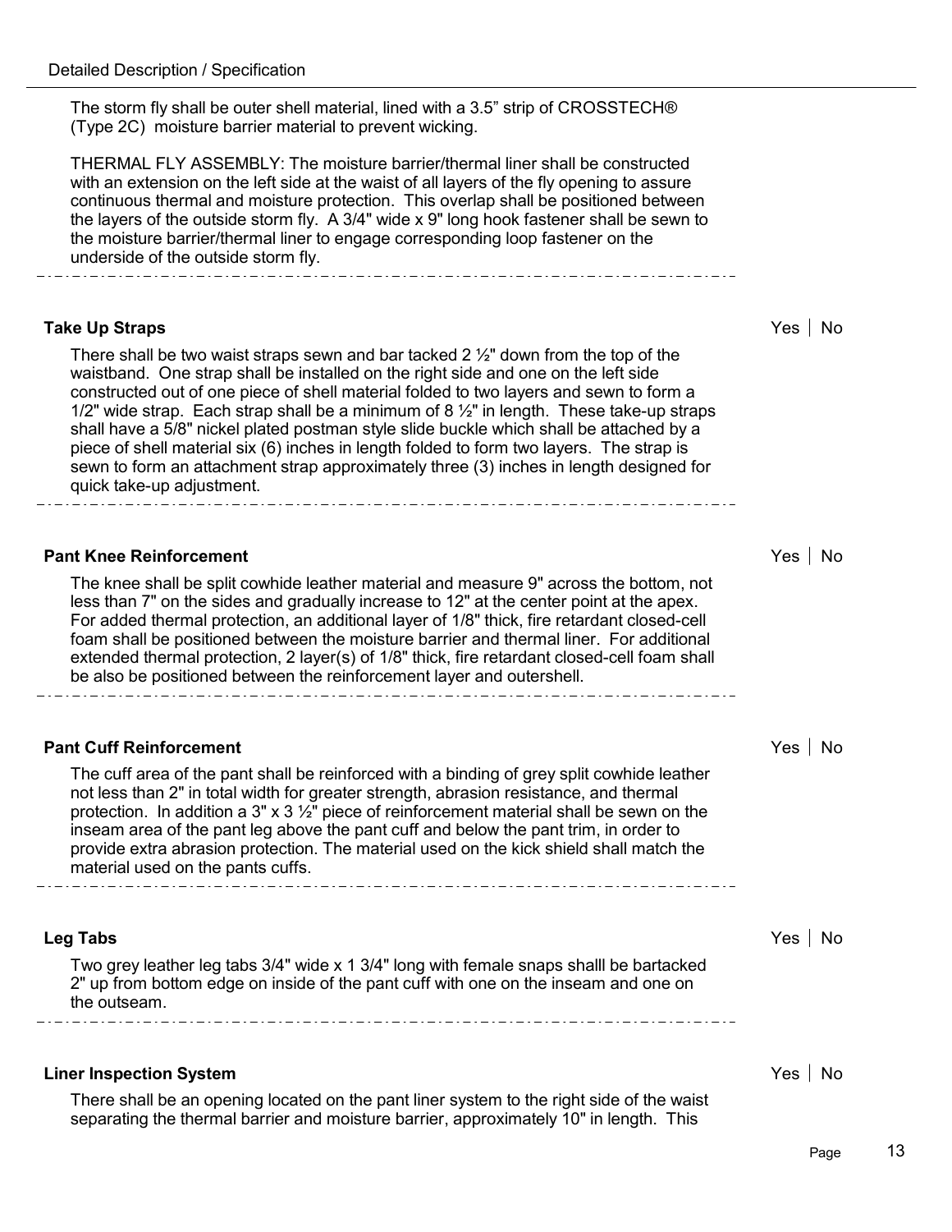The storm fly shall be outer shell material, lined with a 3.5" strip of CROSSTECH® (Type 2C) moisture barrier material to prevent wicking.

THERMAL FLY ASSEMBLY: The moisture barrier/thermal liner shall be constructed with an extension on the left side at the waist of all layers of the fly opening to assure continuous thermal and moisture protection. This overlap shall be positioned between the layers of the outside storm fly. A 3/4" wide x 9" long hook fastener shall be sewn to the moisture barrier/thermal liner to engage corresponding loop fastener on the underside of the outside storm fly.

---

**Take Up Straps** Yes | No

There shall be two waist straps sewn and bar tacked 2 ½" down from the top of the waistband. One strap shall be installed on the right side and one on the left side constructed out of one piece of shell material folded to two layers and sewn to form a 1/2" wide strap. Each strap shall be a minimum of 8 ½" in length. These take-up straps shall have a 5/8" nickel plated postman style slide buckle which shall be attached by a piece of shell material six (6) inches in length folded to form two layers. The strap is sewn to form an attachment strap approximately three (3) inches in length designed for quick take-up adjustment.

---

**Pant Knee Reinforcement** Yes | No

The knee shall be split cowhide leather material and measure 9" across the bottom, not less than 7" on the sides and gradually increase to 12" at the center point at the apex. For added thermal protection, an additional layer of 1/8" thick, fire retardant closed-cell foam shall be positioned between the moisture barrier and thermal liner. For additional extended thermal protection, 2 layer(s) of 1/8" thick, fire retardant closed-cell foam shall be also be positioned between the reinforcement layer and outershell.

---

**Pant Cuff Reinforcement** Yes | No

The cuff area of the pant shall be reinforced with a binding of grey split cowhide leather not less than 2" in total width for greater strength, abrasion resistance, and thermal protection. In addition a 3" x 3 ½" piece of reinforcement material shall be sewn on the inseam area of the pant leg above the pant cuff and below the pant trim, in order to provide extra abrasion protection. The material used on the kick shield shall match the material used on the pants cuffs.

---

**Leg Tabs** Yes | No

Two grey leather leg tabs 3/4" wide x 1 3/4" long with female snaps shalll be bartacked 2" up from bottom edge on inside of the pant cuff with one on the inseam and one on the outseam.

---

**Liner Inspection System** Yes | No

There shall be an opening located on the pant liner system to the right side of the waist separating the thermal barrier and moisture barrier, approximately 10" in length. This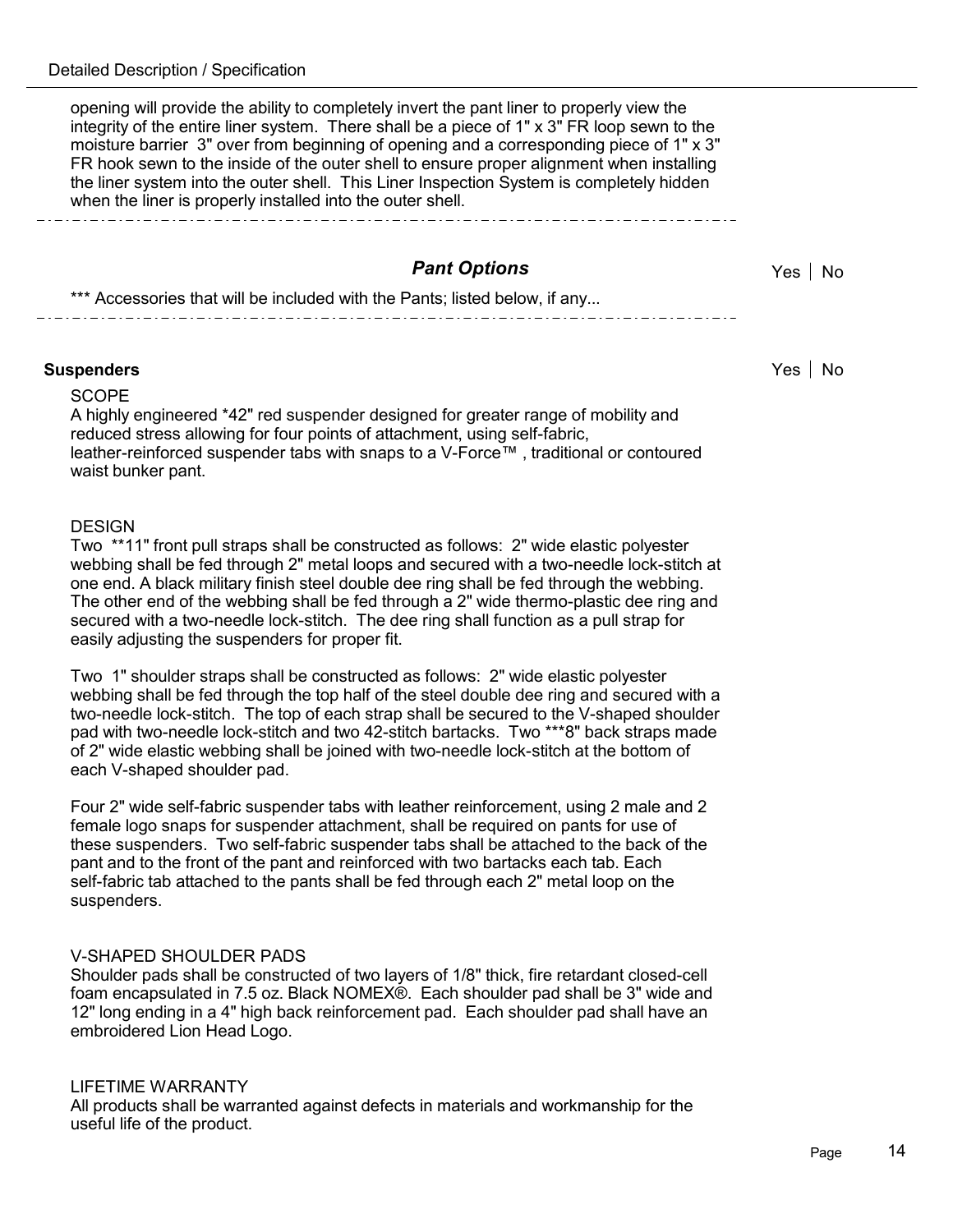opening will provide the ability to completely invert the pant liner to properly view the integrity of the entire liner system. There shall be a piece of 1" x 3" FR loop sewn to the moisture barrier 3" over from beginning of opening and a corresponding piece of 1" x 3" FR hook sewn to the inside of the outer shell to ensure proper alignment when installing the liner system into the outer shell. This Liner Inspection System is completely hidden when the liner is properly installed into the outer shell.

## *Pant Options*

Yes | No

*** Accessories that will be included with the Pants; listed below, if any...

### Suspenders

Yes | No

SCOPE

A highly engineered *42" red suspender designed for greater range of mobility and reduced stress allowing for four points of attachment, using self-fabric, leather-reinforced suspender tabs with snaps to a V-Force™ , traditional or contoured waist bunker pant.

DESIGN

Two **11" front pull straps shall be constructed as follows: 2" wide elastic polyester webbing shall be fed through 2" metal loops and secured with a two-needle lock-stitch at one end. A black military finish steel double dee ring shall be fed through the webbing. The other end of the webbing shall be fed through a 2" wide thermo-plastic dee ring and secured with a two-needle lock-stitch. The dee ring shall function as a pull strap for easily adjusting the suspenders for proper fit.

Two 1" shoulder straps shall be constructed as follows: 2" wide elastic polyester webbing shall be fed through the top half of the steel double dee ring and secured with a two-needle lock-stitch. The top of each strap shall be secured to the V-shaped shoulder pad with two-needle lock-stitch and two 42-stitch bartacks. Two ***8" back straps made of 2" wide elastic webbing shall be joined with two-needle lock-stitch at the bottom of each V-shaped shoulder pad.

Four 2" wide self-fabric suspender tabs with leather reinforcement, using 2 male and 2 female logo snaps for suspender attachment, shall be required on pants for use of these suspenders. Two self-fabric suspender tabs shall be attached to the back of the pant and to the front of the pant and reinforced with two bartacks each tab. Each self-fabric tab attached to the pants shall be fed through each 2" metal loop on the suspenders.

V-SHAPED SHOULDER PADS

Shoulder pads shall be constructed of two layers of 1/8" thick, fire retardant closed-cell foam encapsulated in 7.5 oz. Black NOMEX®. Each shoulder pad shall be 3" wide and 12" long ending in a 4" high back reinforcement pad. Each shoulder pad shall have an embroidered Lion Head Logo.

LIFETIME WARRANTY

All products shall be warranted against defects in materials and workmanship for the useful life of the product.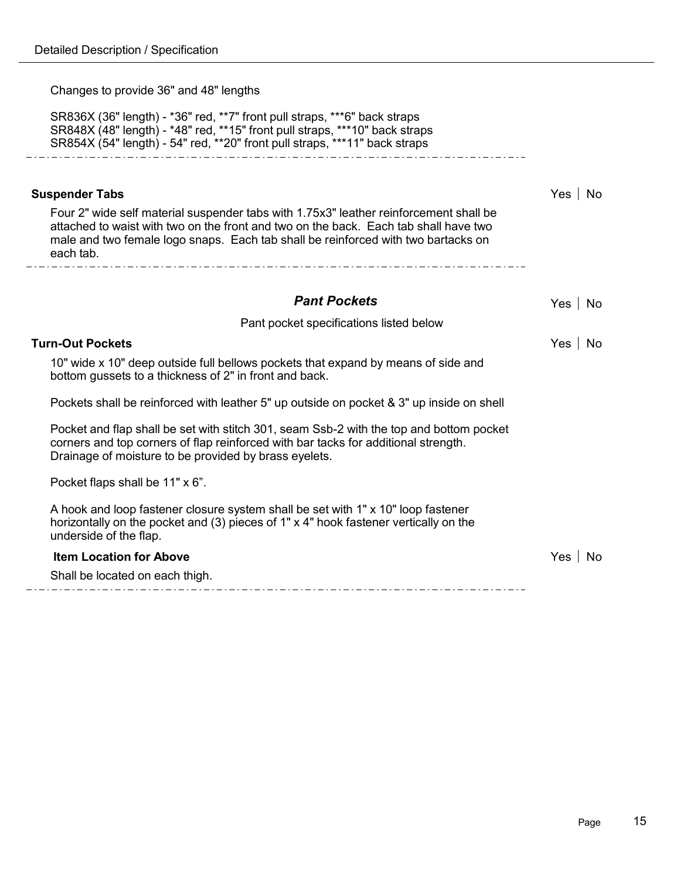Changes to provide 36" and 48" lengths

SR836X (36" length) - *36" red, **7" front pull straps, ***6" back straps
SR848X (48" length) - *48" red, **15" front pull straps, ***10" back straps
SR854X (54" length) - 54" red, **20" front pull straps, ***11" back straps

---

**Suspender Tabs** Yes | No

Four 2" wide self material suspender tabs with 1.75x3" leather reinforcement shall be attached to waist with two on the front and two on the back. Each tab shall have two male and two female logo snaps. Each tab shall be reinforced with two bartacks on each tab.

---

### *Pant Pockets* Yes | No

Pant pocket specifications listed below

**Turn-Out Pockets** Yes | No

10" wide x 10" deep outside full bellows pockets that expand by means of side and bottom gussets to a thickness of 2" in front and back.

Pockets shall be reinforced with leather 5" up outside on pocket & 3" up inside on shell

Pocket and flap shall be set with stitch 301, seam Ssb-2 with the top and bottom pocket corners and top corners of flap reinforced with bar tacks for additional strength. Drainage of moisture to be provided by brass eyelets.

Pocket flaps shall be 11" x 6”.

A hook and loop fastener closure system shall be set with 1" x 10" loop fastener horizontally on the pocket and (3) pieces of 1" x 4" hook fastener vertically on the underside of the flap.

**Item Location for Above** Yes | No

Shall be located on each thigh.

---